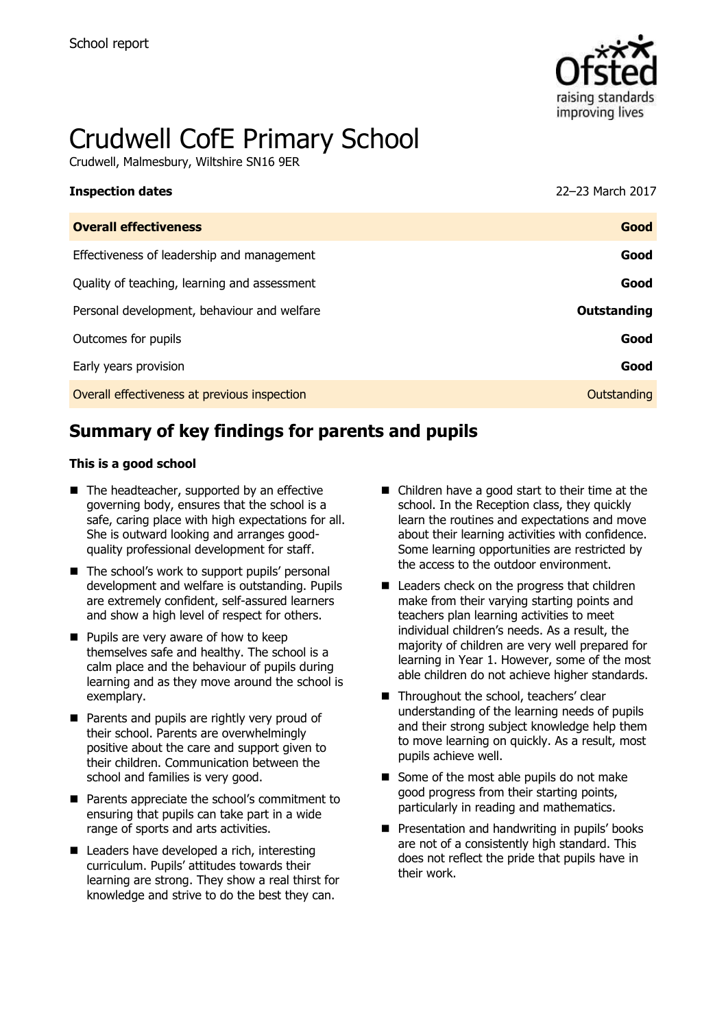School report

# Crudwell CofE Primary School

Crudwell, Malmesbury, Wiltshire SN16 9ER

| **Inspection dates** | 22–23 March 2017 |
| --- | --- |
| **Overall effectiveness** | **Good** |
| Effectiveness of leadership and management | **Good** |
| Quality of teaching, learning and assessment | **Good** |
| Personal development, behaviour and welfare | **Outstanding** |
| Outcomes for pupils | **Good** |
| Early years provision | **Good** |
| Overall effectiveness at previous inspection | Outstanding |

## Summary of key findings for parents and pupils

**This is a good school**

- The headteacher, supported by an effective governing body, ensures that the school is a safe, caring place with high expectations for all. She is outward looking and arranges good-quality professional development for staff.
- The school's work to support pupils' personal development and welfare is outstanding. Pupils are extremely confident, self-assured learners and show a high level of respect for others.
- Pupils are very aware of how to keep themselves safe and healthy. The school is a calm place and the behaviour of pupils during learning and as they move around the school is exemplary.
- Parents and pupils are rightly very proud of their school. Parents are overwhelmingly positive about the care and support given to their children. Communication between the school and families is very good.
- Parents appreciate the school's commitment to ensuring that pupils can take part in a wide range of sports and arts activities.
- Leaders have developed a rich, interesting curriculum. Pupils' attitudes towards their learning are strong. They show a real thirst for knowledge and strive to do the best they can.
- Children have a good start to their time at the school. In the Reception class, they quickly learn the routines and expectations and move about their learning activities with confidence. Some learning opportunities are restricted by the access to the outdoor environment.
- Leaders check on the progress that children make from their varying starting points and teachers plan learning activities to meet individual children's needs. As a result, the majority of children are very well prepared for learning in Year 1. However, some of the most able children do not achieve higher standards.
- Throughout the school, teachers' clear understanding of the learning needs of pupils and their strong subject knowledge help them to move learning on quickly. As a result, most pupils achieve well.
- Some of the most able pupils do not make good progress from their starting points, particularly in reading and mathematics.
- Presentation and handwriting in pupils' books are not of a consistently high standard. This does not reflect the pride that pupils have in their work.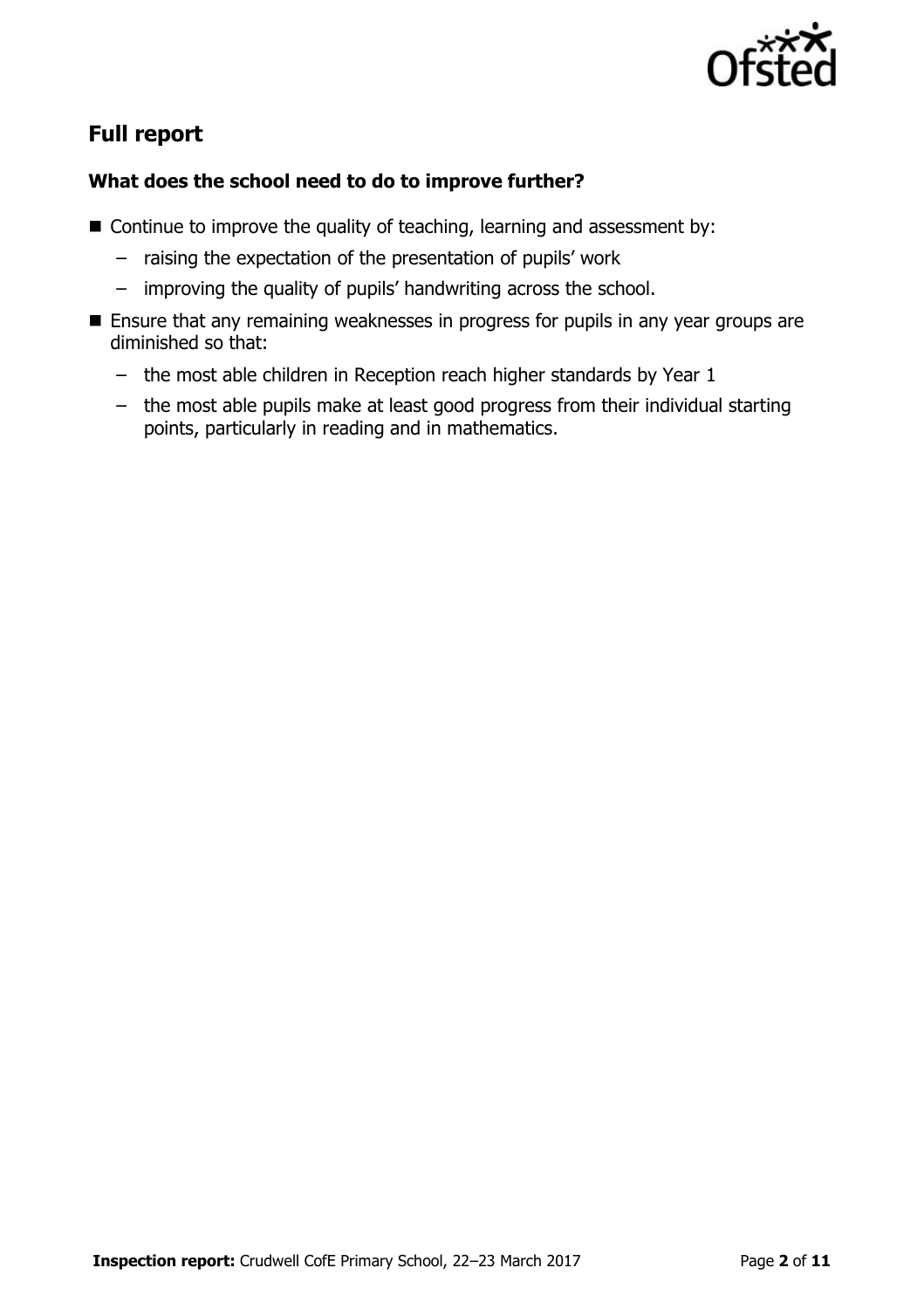## Full report

### What does the school need to do to improve further?

- Continue to improve the quality of teaching, learning and assessment by:
  - raising the expectation of the presentation of pupils' work
  - improving the quality of pupils' handwriting across the school.
- Ensure that any remaining weaknesses in progress for pupils in any year groups are diminished so that:
  - the most able children in Reception reach higher standards by Year 1
  - the most able pupils make at least good progress from their individual starting points, particularly in reading and in mathematics.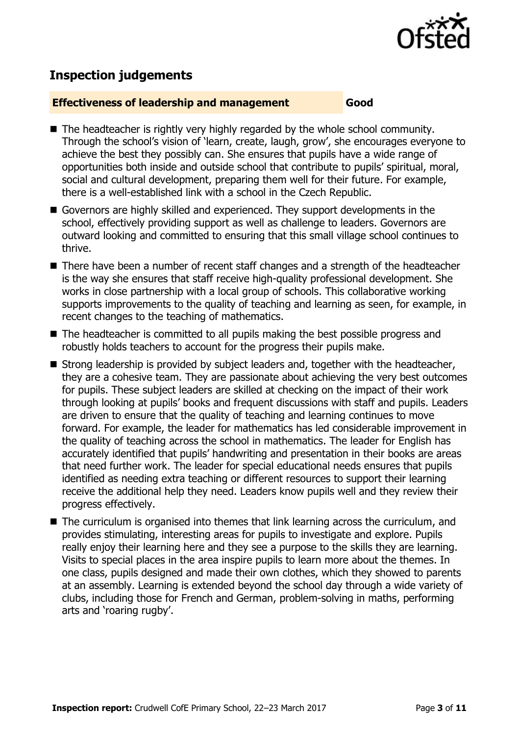## Inspection judgements

**Effectiveness of leadership and management** | **Good**

- The headteacher is rightly very highly regarded by the whole school community. Through the school's vision of 'learn, create, laugh, grow', she encourages everyone to achieve the best they possibly can. She ensures that pupils have a wide range of opportunities both inside and outside school that contribute to pupils' spiritual, moral, social and cultural development, preparing them well for their future. For example, there is a well-established link with a school in the Czech Republic.
- Governors are highly skilled and experienced. They support developments in the school, effectively providing support as well as challenge to leaders. Governors are outward looking and committed to ensuring that this small village school continues to thrive.
- There have been a number of recent staff changes and a strength of the headteacher is the way she ensures that staff receive high-quality professional development. She works in close partnership with a local group of schools. This collaborative working supports improvements to the quality of teaching and learning as seen, for example, in recent changes to the teaching of mathematics.
- The headteacher is committed to all pupils making the best possible progress and robustly holds teachers to account for the progress their pupils make.
- Strong leadership is provided by subject leaders and, together with the headteacher, they are a cohesive team. They are passionate about achieving the very best outcomes for pupils. These subject leaders are skilled at checking on the impact of their work through looking at pupils' books and frequent discussions with staff and pupils. Leaders are driven to ensure that the quality of teaching and learning continues to move forward. For example, the leader for mathematics has led considerable improvement in the quality of teaching across the school in mathematics. The leader for English has accurately identified that pupils' handwriting and presentation in their books are areas that need further work. The leader for special educational needs ensures that pupils identified as needing extra teaching or different resources to support their learning receive the additional help they need. Leaders know pupils well and they review their progress effectively.
- The curriculum is organised into themes that link learning across the curriculum, and provides stimulating, interesting areas for pupils to investigate and explore. Pupils really enjoy their learning here and they see a purpose to the skills they are learning. Visits to special places in the area inspire pupils to learn more about the themes. In one class, pupils designed and made their own clothes, which they showed to parents at an assembly. Learning is extended beyond the school day through a wide variety of clubs, including those for French and German, problem-solving in maths, performing arts and 'roaring rugby'.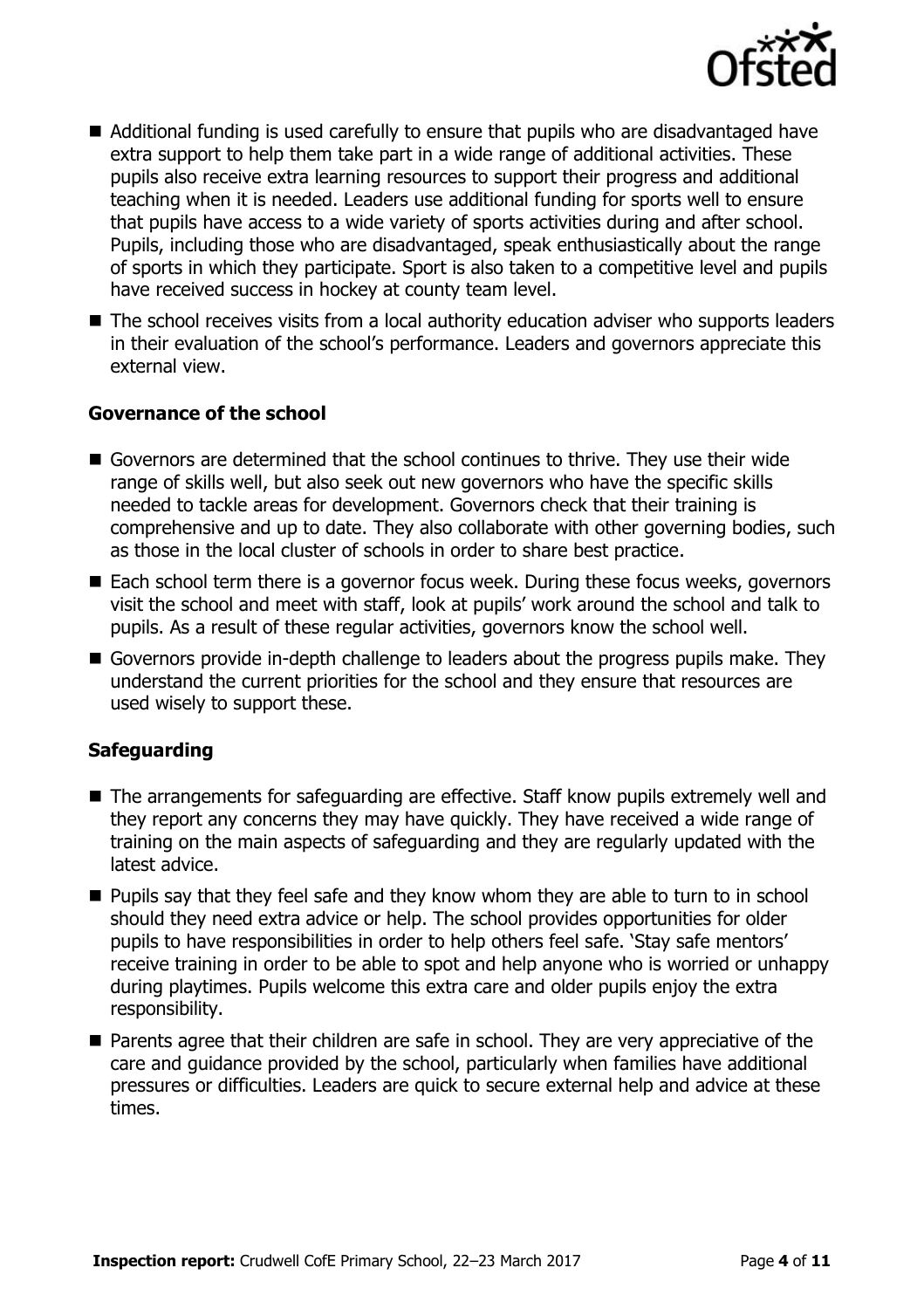- Additional funding is used carefully to ensure that pupils who are disadvantaged have extra support to help them take part in a wide range of additional activities. These pupils also receive extra learning resources to support their progress and additional teaching when it is needed. Leaders use additional funding for sports well to ensure that pupils have access to a wide variety of sports activities during and after school. Pupils, including those who are disadvantaged, speak enthusiastically about the range of sports in which they participate. Sport is also taken to a competitive level and pupils have received success in hockey at county team level.
- The school receives visits from a local authority education adviser who supports leaders in their evaluation of the school's performance. Leaders and governors appreciate this external view.

### Governance of the school

- Governors are determined that the school continues to thrive. They use their wide range of skills well, but also seek out new governors who have the specific skills needed to tackle areas for development. Governors check that their training is comprehensive and up to date. They also collaborate with other governing bodies, such as those in the local cluster of schools in order to share best practice.
- Each school term there is a governor focus week. During these focus weeks, governors visit the school and meet with staff, look at pupils' work around the school and talk to pupils. As a result of these regular activities, governors know the school well.
- Governors provide in-depth challenge to leaders about the progress pupils make. They understand the current priorities for the school and they ensure that resources are used wisely to support these.

### Safeguarding

- The arrangements for safeguarding are effective. Staff know pupils extremely well and they report any concerns they may have quickly. They have received a wide range of training on the main aspects of safeguarding and they are regularly updated with the latest advice.
- Pupils say that they feel safe and they know whom they are able to turn to in school should they need extra advice or help. The school provides opportunities for older pupils to have responsibilities in order to help others feel safe. 'Stay safe mentors' receive training in order to be able to spot and help anyone who is worried or unhappy during playtimes. Pupils welcome this extra care and older pupils enjoy the extra responsibility.
- Parents agree that their children are safe in school. They are very appreciative of the care and guidance provided by the school, particularly when families have additional pressures or difficulties. Leaders are quick to secure external help and advice at these times.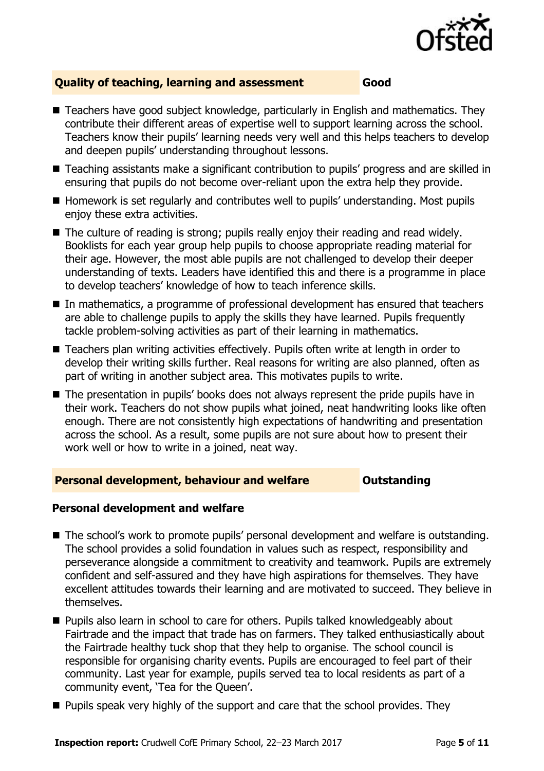## Quality of teaching, learning and assessment — Good

- Teachers have good subject knowledge, particularly in English and mathematics. They contribute their different areas of expertise well to support learning across the school. Teachers know their pupils' learning needs very well and this helps teachers to develop and deepen pupils' understanding throughout lessons.
- Teaching assistants make a significant contribution to pupils' progress and are skilled in ensuring that pupils do not become over-reliant upon the extra help they provide.
- Homework is set regularly and contributes well to pupils' understanding. Most pupils enjoy these extra activities.
- The culture of reading is strong; pupils really enjoy their reading and read widely. Booklists for each year group help pupils to choose appropriate reading material for their age. However, the most able pupils are not challenged to develop their deeper understanding of texts. Leaders have identified this and there is a programme in place to develop teachers' knowledge of how to teach inference skills.
- In mathematics, a programme of professional development has ensured that teachers are able to challenge pupils to apply the skills they have learned. Pupils frequently tackle problem-solving activities as part of their learning in mathematics.
- Teachers plan writing activities effectively. Pupils often write at length in order to develop their writing skills further. Real reasons for writing are also planned, often as part of writing in another subject area. This motivates pupils to write.
- The presentation in pupils' books does not always represent the pride pupils have in their work. Teachers do not show pupils what joined, neat handwriting looks like often enough. There are not consistently high expectations of handwriting and presentation across the school. As a result, some pupils are not sure about how to present their work well or how to write in a joined, neat way.

## Personal development, behaviour and welfare — Outstanding

### Personal development and welfare

- The school's work to promote pupils' personal development and welfare is outstanding. The school provides a solid foundation in values such as respect, responsibility and perseverance alongside a commitment to creativity and teamwork. Pupils are extremely confident and self-assured and they have high aspirations for themselves. They have excellent attitudes towards their learning and are motivated to succeed. They believe in themselves.
- Pupils also learn in school to care for others. Pupils talked knowledgeably about Fairtrade and the impact that trade has on farmers. They talked enthusiastically about the Fairtrade healthy tuck shop that they help to organise. The school council is responsible for organising charity events. Pupils are encouraged to feel part of their community. Last year for example, pupils served tea to local residents as part of a community event, 'Tea for the Queen'.
- Pupils speak very highly of the support and care that the school provides. They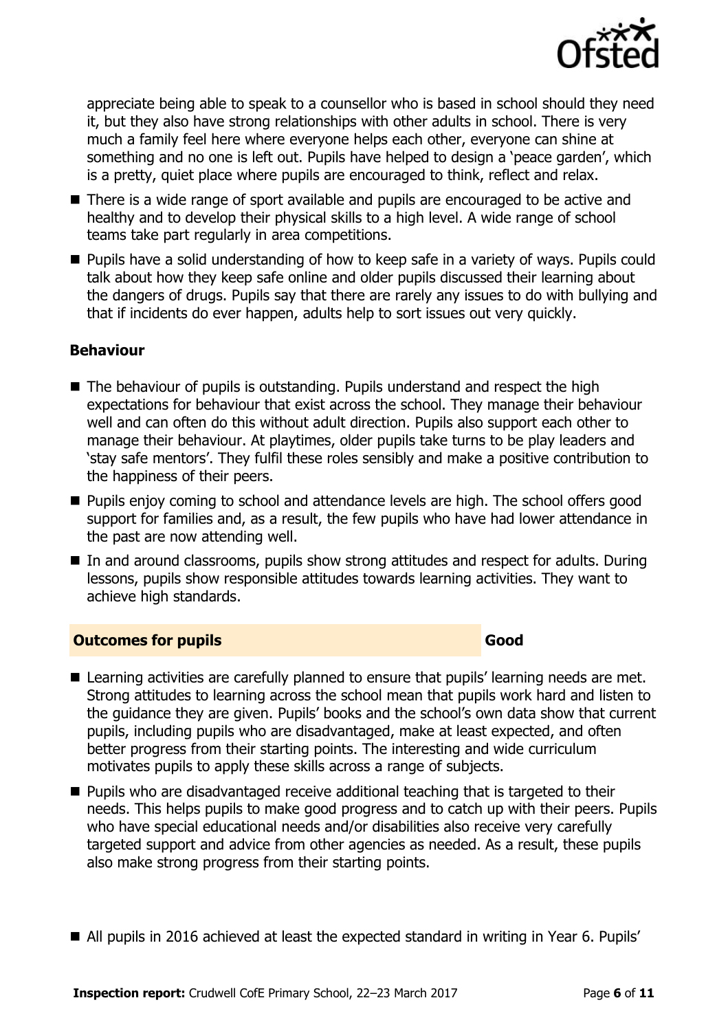appreciate being able to speak to a counsellor who is based in school should they need it, but they also have strong relationships with other adults in school. There is very much a family feel here where everyone helps each other, everyone can shine at something and no one is left out. Pupils have helped to design a 'peace garden', which is a pretty, quiet place where pupils are encouraged to think, reflect and relax.

- There is a wide range of sport available and pupils are encouraged to be active and healthy and to develop their physical skills to a high level. A wide range of school teams take part regularly in area competitions.
- Pupils have a solid understanding of how to keep safe in a variety of ways. Pupils could talk about how they keep safe online and older pupils discussed their learning about the dangers of drugs. Pupils say that there are rarely any issues to do with bullying and that if incidents do ever happen, adults help to sort issues out very quickly.

### Behaviour

- The behaviour of pupils is outstanding. Pupils understand and respect the high expectations for behaviour that exist across the school. They manage their behaviour well and can often do this without adult direction. Pupils also support each other to manage their behaviour. At playtimes, older pupils take turns to be play leaders and 'stay safe mentors'. They fulfil these roles sensibly and make a positive contribution to the happiness of their peers.
- Pupils enjoy coming to school and attendance levels are high. The school offers good support for families and, as a result, the few pupils who have had lower attendance in the past are now attending well.
- In and around classrooms, pupils show strong attitudes and respect for adults. During lessons, pupils show responsible attitudes towards learning activities. They want to achieve high standards.

## Outcomes for pupils — Good

- Learning activities are carefully planned to ensure that pupils' learning needs are met. Strong attitudes to learning across the school mean that pupils work hard and listen to the guidance they are given. Pupils' books and the school's own data show that current pupils, including pupils who are disadvantaged, make at least expected, and often better progress from their starting points. The interesting and wide curriculum motivates pupils to apply these skills across a range of subjects.
- Pupils who are disadvantaged receive additional teaching that is targeted to their needs. This helps pupils to make good progress and to catch up with their peers. Pupils who have special educational needs and/or disabilities also receive very carefully targeted support and advice from other agencies as needed. As a result, these pupils also make strong progress from their starting points.
- All pupils in 2016 achieved at least the expected standard in writing in Year 6. Pupils'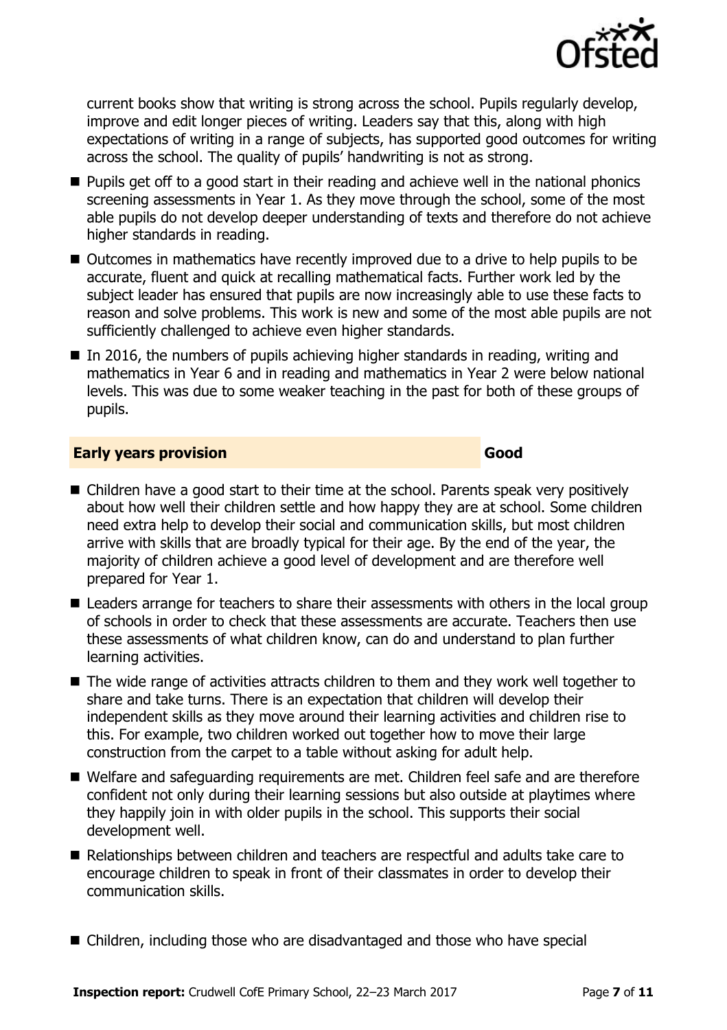current books show that writing is strong across the school. Pupils regularly develop, improve and edit longer pieces of writing. Leaders say that this, along with high expectations of writing in a range of subjects, has supported good outcomes for writing across the school. The quality of pupils' handwriting is not as strong.

- Pupils get off to a good start in their reading and achieve well in the national phonics screening assessments in Year 1. As they move through the school, some of the most able pupils do not develop deeper understanding of texts and therefore do not achieve higher standards in reading.
- Outcomes in mathematics have recently improved due to a drive to help pupils to be accurate, fluent and quick at recalling mathematical facts. Further work led by the subject leader has ensured that pupils are now increasingly able to use these facts to reason and solve problems. This work is new and some of the most able pupils are not sufficiently challenged to achieve even higher standards.
- In 2016, the numbers of pupils achieving higher standards in reading, writing and mathematics in Year 6 and in reading and mathematics in Year 2 were below national levels. This was due to some weaker teaching in the past for both of these groups of pupils.

## Early years provision — Good

- Children have a good start to their time at the school. Parents speak very positively about how well their children settle and how happy they are at school. Some children need extra help to develop their social and communication skills, but most children arrive with skills that are broadly typical for their age. By the end of the year, the majority of children achieve a good level of development and are therefore well prepared for Year 1.
- Leaders arrange for teachers to share their assessments with others in the local group of schools in order to check that these assessments are accurate. Teachers then use these assessments of what children know, can do and understand to plan further learning activities.
- The wide range of activities attracts children to them and they work well together to share and take turns. There is an expectation that children will develop their independent skills as they move around their learning activities and children rise to this. For example, two children worked out together how to move their large construction from the carpet to a table without asking for adult help.
- Welfare and safeguarding requirements are met. Children feel safe and are therefore confident not only during their learning sessions but also outside at playtimes where they happily join in with older pupils in the school. This supports their social development well.
- Relationships between children and teachers are respectful and adults take care to encourage children to speak in front of their classmates in order to develop their communication skills.
- Children, including those who are disadvantaged and those who have special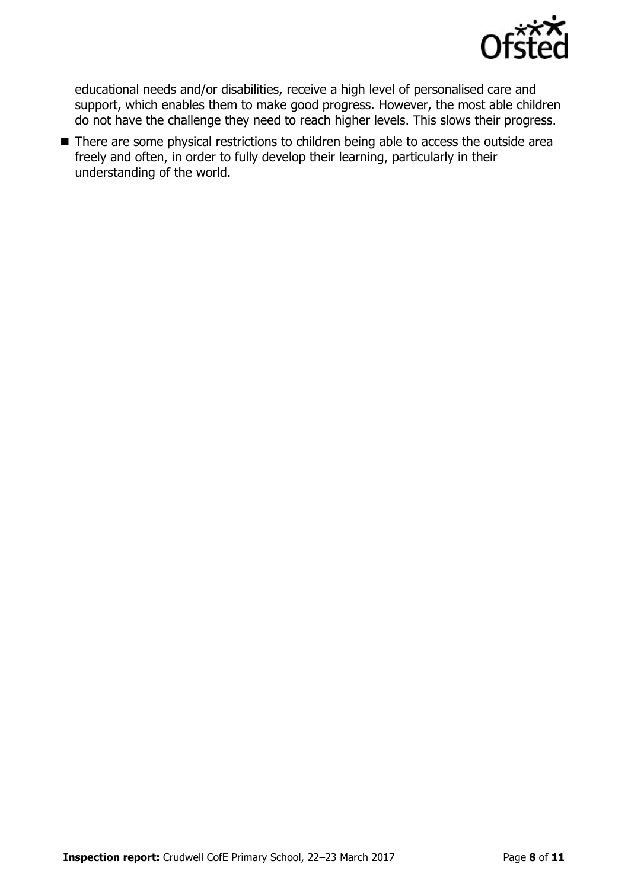educational needs and/or disabilities, receive a high level of personalised care and support, which enables them to make good progress. However, the most able children do not have the challenge they need to reach higher levels. This slows their progress.

- There are some physical restrictions to children being able to access the outside area freely and often, in order to fully develop their learning, particularly in their understanding of the world.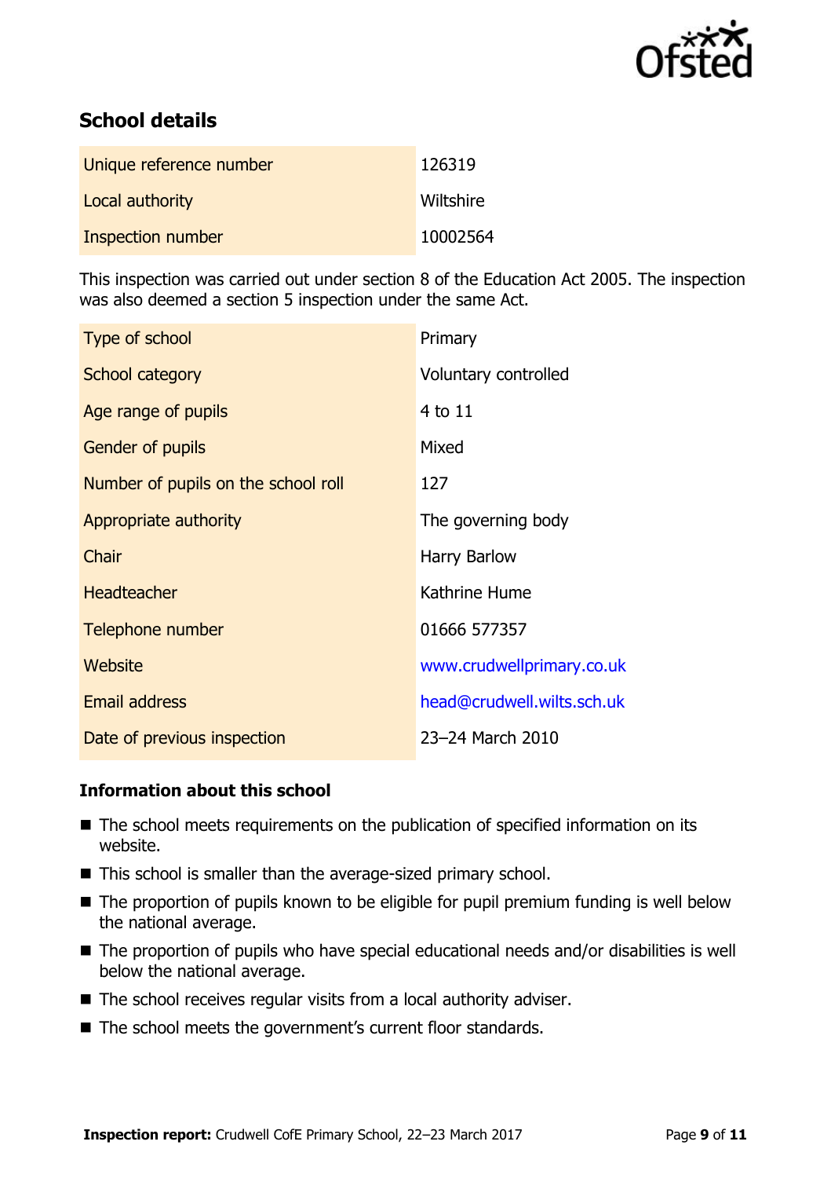## School details

| | |
|---|---|
| Unique reference number | 126319 |
| Local authority | Wiltshire |
| Inspection number | 10002564 |

This inspection was carried out under section 8 of the Education Act 2005. The inspection was also deemed a section 5 inspection under the same Act.

| | |
|---|---|
| Type of school | Primary |
| School category | Voluntary controlled |
| Age range of pupils | 4 to 11 |
| Gender of pupils | Mixed |
| Number of pupils on the school roll | 127 |
| Appropriate authority | The governing body |
| Chair | Harry Barlow |
| Headteacher | Kathrine Hume |
| Telephone number | 01666 577357 |
| Website | www.crudwellprimary.co.uk |
| Email address | head@crudwell.wilts.sch.uk |
| Date of previous inspection | 23–24 March 2010 |

### Information about this school

- The school meets requirements on the publication of specified information on its website.
- This school is smaller than the average-sized primary school.
- The proportion of pupils known to be eligible for pupil premium funding is well below the national average.
- The proportion of pupils who have special educational needs and/or disabilities is well below the national average.
- The school receives regular visits from a local authority adviser.
- The school meets the government's current floor standards.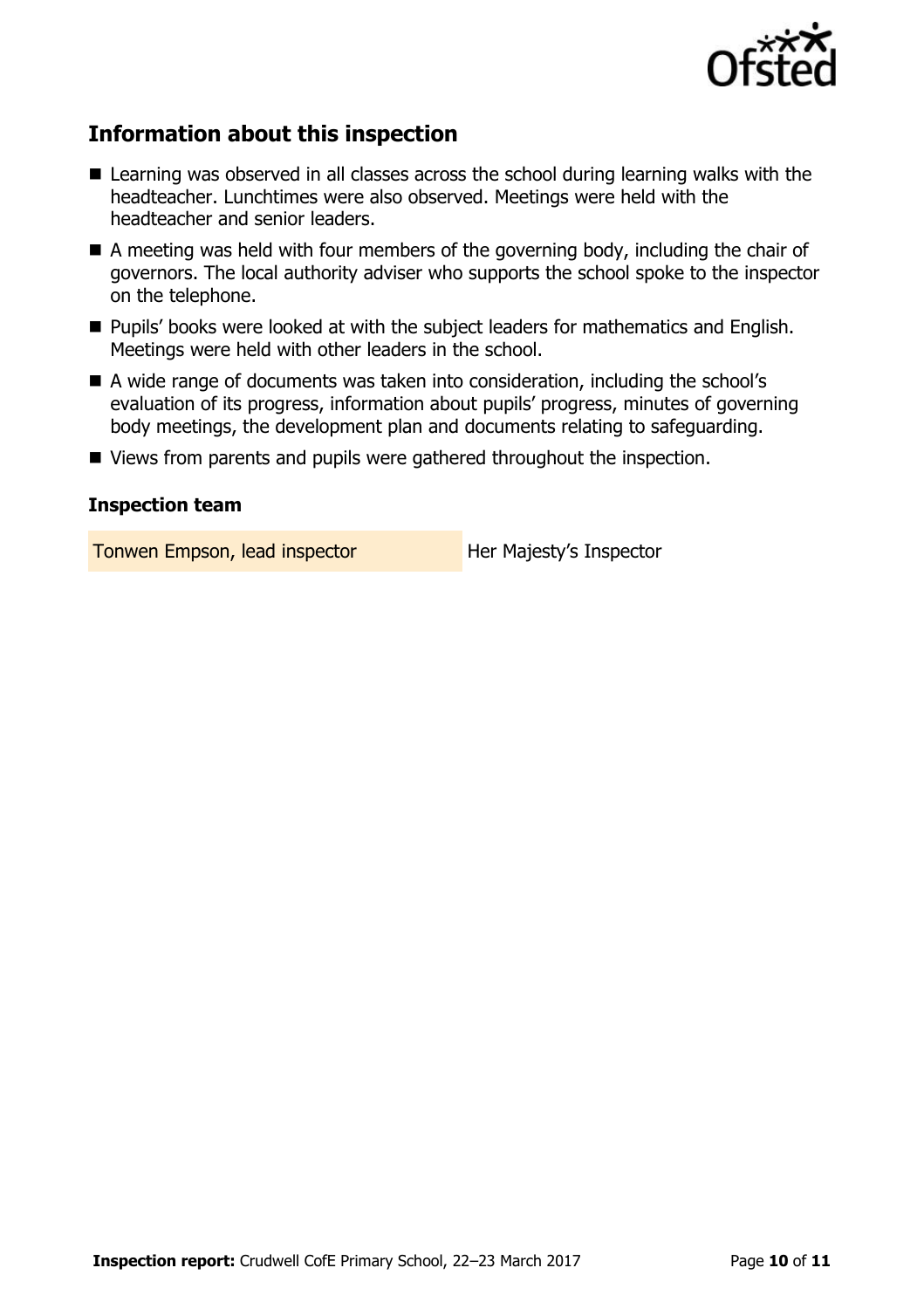## Information about this inspection

- Learning was observed in all classes across the school during learning walks with the headteacher. Lunchtimes were also observed. Meetings were held with the headteacher and senior leaders.
- A meeting was held with four members of the governing body, including the chair of governors. The local authority adviser who supports the school spoke to the inspector on the telephone.
- Pupils' books were looked at with the subject leaders for mathematics and English. Meetings were held with other leaders in the school.
- A wide range of documents was taken into consideration, including the school's evaluation of its progress, information about pupils' progress, minutes of governing body meetings, the development plan and documents relating to safeguarding.
- Views from parents and pupils were gathered throughout the inspection.

### Inspection team

| | |
|---|---|
| Tonwen Empson, lead inspector | Her Majesty's Inspector |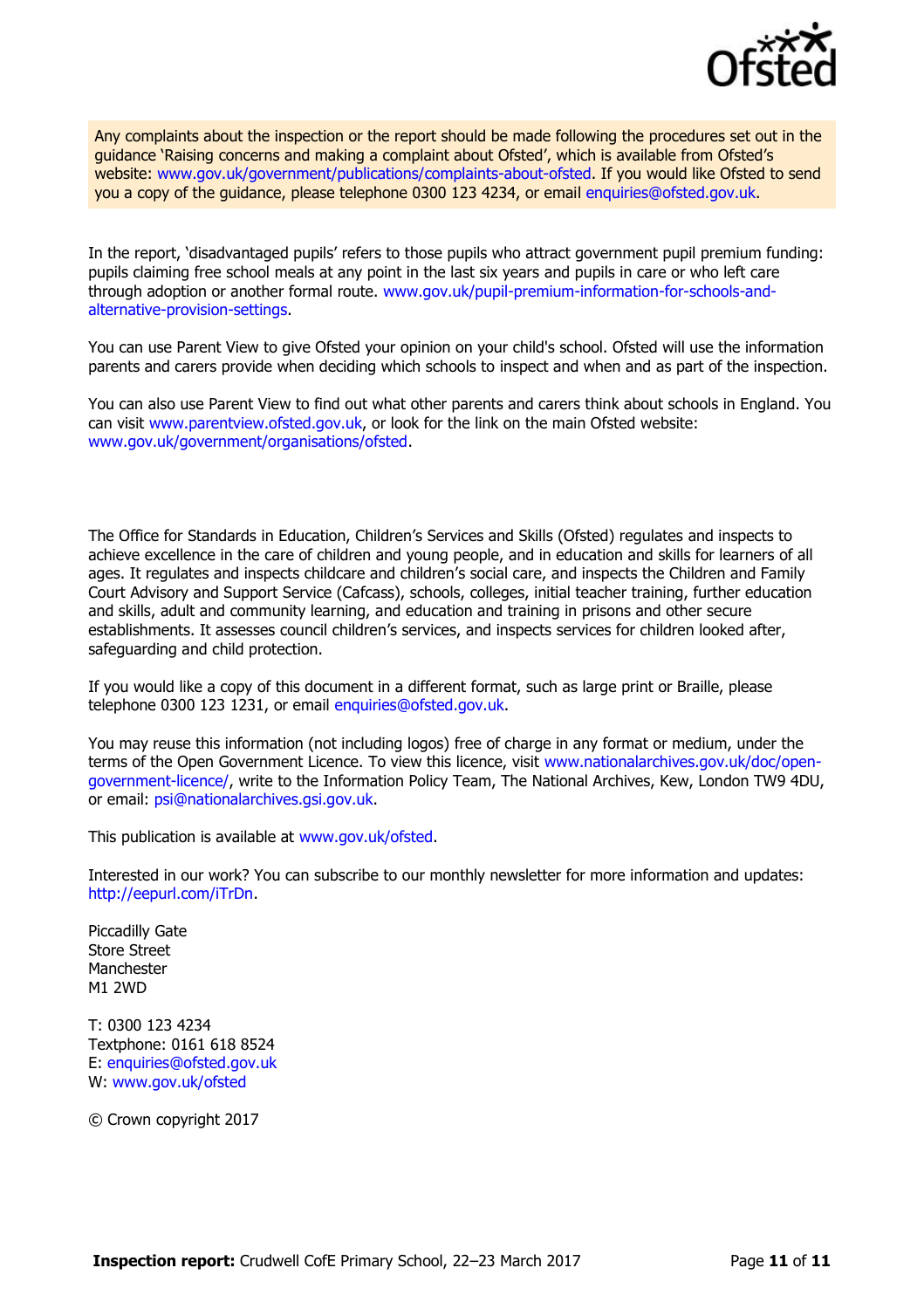Any complaints about the inspection or the report should be made following the procedures set out in the guidance 'Raising concerns and making a complaint about Ofsted', which is available from Ofsted's website: www.gov.uk/government/publications/complaints-about-ofsted. If you would like Ofsted to send you a copy of the guidance, please telephone 0300 123 4234, or email enquiries@ofsted.gov.uk.

In the report, 'disadvantaged pupils' refers to those pupils who attract government pupil premium funding: pupils claiming free school meals at any point in the last six years and pupils in care or who left care through adoption or another formal route. www.gov.uk/pupil-premium-information-for-schools-and-alternative-provision-settings.

You can use Parent View to give Ofsted your opinion on your child's school. Ofsted will use the information parents and carers provide when deciding which schools to inspect and when and as part of the inspection.

You can also use Parent View to find out what other parents and carers think about schools in England. You can visit www.parentview.ofsted.gov.uk, or look for the link on the main Ofsted website: www.gov.uk/government/organisations/ofsted.

The Office for Standards in Education, Children's Services and Skills (Ofsted) regulates and inspects to achieve excellence in the care of children and young people, and in education and skills for learners of all ages. It regulates and inspects childcare and children's social care, and inspects the Children and Family Court Advisory and Support Service (Cafcass), schools, colleges, initial teacher training, further education and skills, adult and community learning, and education and training in prisons and other secure establishments. It assesses council children's services, and inspects services for children looked after, safeguarding and child protection.

If you would like a copy of this document in a different format, such as large print or Braille, please telephone 0300 123 1231, or email enquiries@ofsted.gov.uk.

You may reuse this information (not including logos) free of charge in any format or medium, under the terms of the Open Government Licence. To view this licence, visit www.nationalarchives.gov.uk/doc/open-government-licence/, write to the Information Policy Team, The National Archives, Kew, London TW9 4DU, or email: psi@nationalarchives.gsi.gov.uk.

This publication is available at www.gov.uk/ofsted.

Interested in our work? You can subscribe to our monthly newsletter for more information and updates: http://eepurl.com/iTrDn.

Piccadilly Gate
Store Street
Manchester
M1 2WD

T: 0300 123 4234
Textphone: 0161 618 8524
E: enquiries@ofsted.gov.uk
W: www.gov.uk/ofsted

© Crown copyright 2017